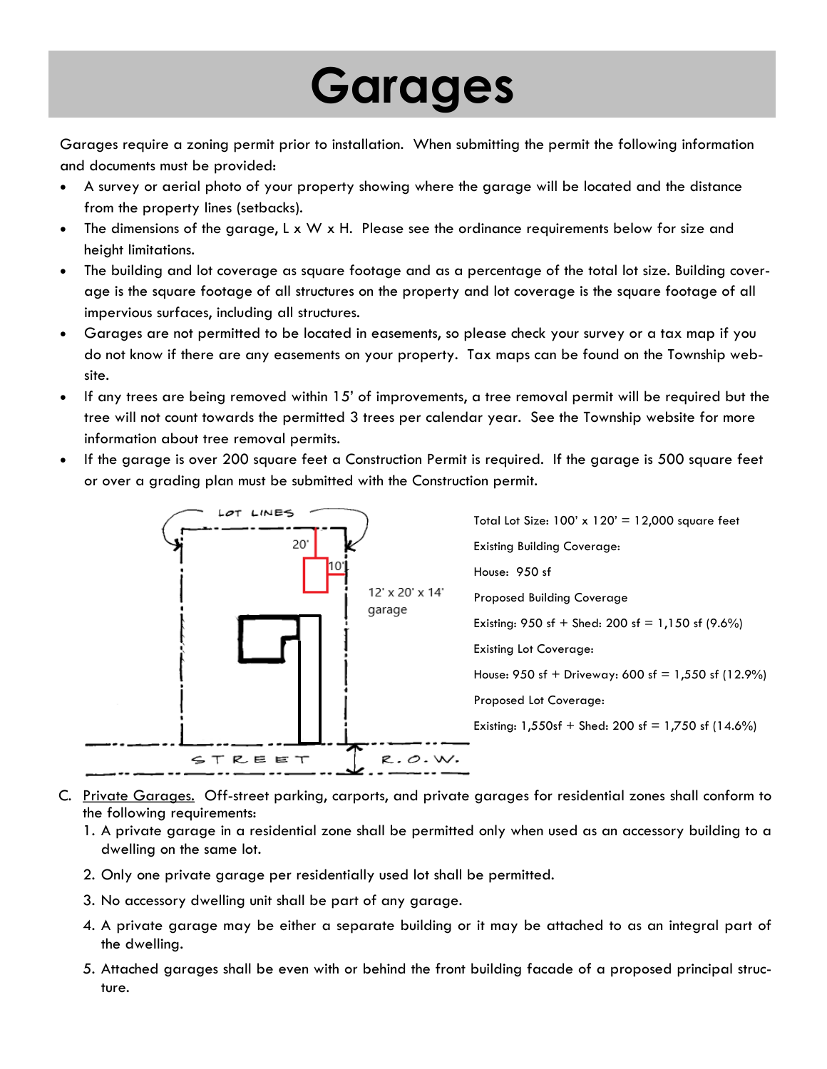# Garages

Garages require a zoning permit prior to installation. When submitting the permit the following information and documents must be provided:

- A survey or aerial photo of your property showing where the garage will be located and the distance from the property lines (setbacks).
- The dimensions of the garage, L x W x H. Please see the ordinance requirements below for size and height limitations.
- The building and lot coverage as square footage and as a percentage of the total lot size. Building coverage is the square footage of all structures on the property and lot coverage is the square footage of all impervious surfaces, including all structures.
- Garages are not permitted to be located in easements, so please check your survey or a tax map if you do not know if there are any easements on your property. Tax maps can be found on the Township website.
- If any trees are being removed within 15' of improvements, a tree removal permit will be required but the tree will not count towards the permitted 3 trees per calendar year. See the Township website for more information about tree removal permits.
- If the garage is over 200 square feet a Construction Permit is required. If the garage is 500 square feet or over a grading plan must be submitted with the Construction permit.

LOT LINES

20'

10'

12' x 20' x 14' garage

STREET R.O.W.

Total Lot Size: 100' x 120' = 12,000 square feet

Existing Building Coverage:

House: 950 sf

Proposed Building Coverage

Existing: 950 sf + Shed: 200 sf = 1,150 sf (9.6%)

Existing Lot Coverage:

House: 950 sf + Driveway: 600 sf = 1,550 sf (12.9%)

Proposed Lot Coverage:

Existing: 1,550sf + Shed: 200 sf = 1,750 sf (14.6%)

C. Private Garages. Off-street parking, carports, and private garages for residential zones shall conform to the following requirements:

1. A private garage in a residential zone shall be permitted only when used as an accessory building to a dwelling on the same lot.
2. Only one private garage per residentially used lot shall be permitted.
3. No accessory dwelling unit shall be part of any garage.
4. A private garage may be either a separate building or it may be attached to as an integral part of the dwelling.
5. Attached garages shall be even with or behind the front building facade of a proposed principal structure.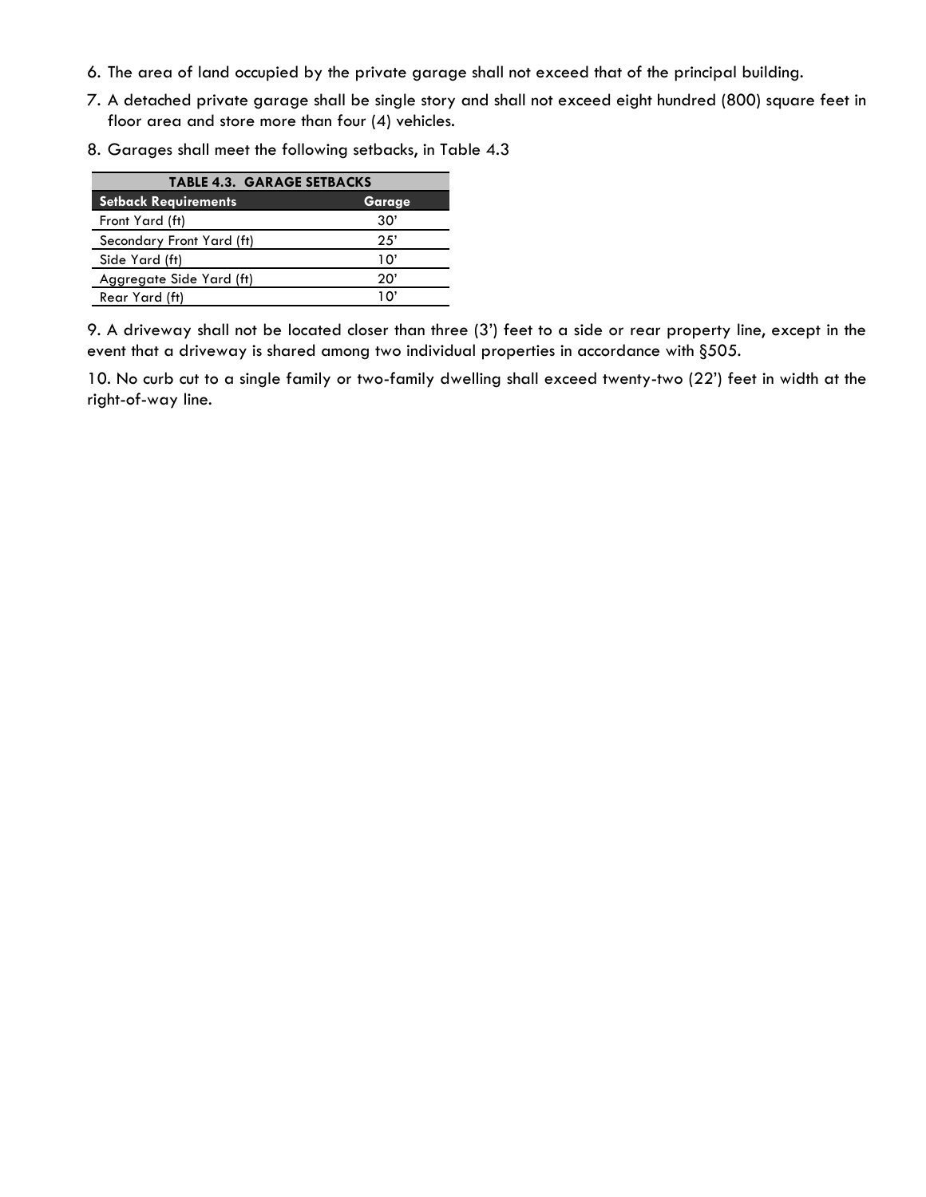6. The area of land occupied by the private garage shall not exceed that of the principal building.
7. A detached private garage shall be single story and shall not exceed eight hundred (800) square feet in floor area and store more than four (4) vehicles.
8. Garages shall meet the following setbacks, in Table 4.3

| TABLE 4.3. GARAGE SETBACKS | |
|---|---|
| **Setback Requirements** | **Garage** |
| Front Yard (ft) | 30' |
| Secondary Front Yard (ft) | 25' |
| Side Yard (ft) | 10' |
| Aggregate Side Yard (ft) | 20' |
| Rear Yard (ft) | 10' |

9. A driveway shall not be located closer than three (3') feet to a side or rear property line, except in the event that a driveway is shared among two individual properties in accordance with §505.

10. No curb cut to a single family or two-family dwelling shall exceed twenty-two (22') feet in width at the right-of-way line.